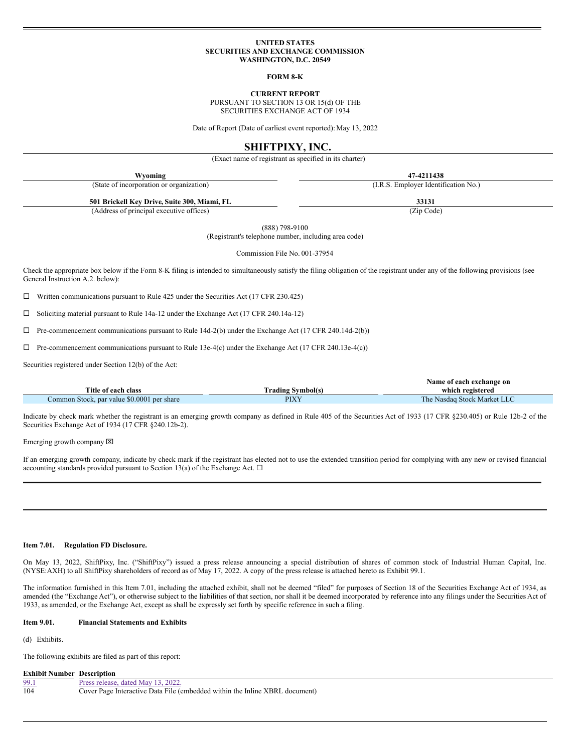UNITED STATES
SECURITIES AND EXCHANGE COMMISSION
WASHINGTON, D.C. 20549

**FORM 8-K**

**CURRENT REPORT**
PURSUANT TO SECTION 13 OR 15(d) OF THE
SECURITIES EXCHANGE ACT OF 1934

Date of Report (Date of earliest event reported): May 13, 2022

# SHIFTPIXY, INC.

(Exact name of registrant as specified in its charter)

| **Wyoming** | **47-4211438** |
|---|---|
| (State of incorporation or organization) | (I.R.S. Employer Identification No.) |
| **501 Brickell Key Drive, Suite 300, Miami, FL** | **33131** |
| (Address of principal executive offices) | (Zip Code) |

(888) 798-9100
(Registrant's telephone number, including area code)

Commission File No. 001-37954

Check the appropriate box below if the Form 8-K filing is intended to simultaneously satisfy the filing obligation of the registrant under any of the following provisions (see General Instruction A.2. below):

☐ Written communications pursuant to Rule 425 under the Securities Act (17 CFR 230.425)

☐ Soliciting material pursuant to Rule 14a-12 under the Exchange Act (17 CFR 240.14a-12)

☐ Pre-commencement communications pursuant to Rule 14d-2(b) under the Exchange Act (17 CFR 240.14d-2(b))

☐ Pre-commencement communications pursuant to Rule 13e-4(c) under the Exchange Act (17 CFR 240.13e-4(c))

Securities registered under Section 12(b) of the Act:

| Title of each class | Trading Symbol(s) | Name of each exchange on which registered |
|---|---|---|
| Common Stock, par value $0.0001 per share | PIXY | The Nasdaq Stock Market LLC |

Indicate by check mark whether the registrant is an emerging growth company as defined in Rule 405 of the Securities Act of 1933 (17 CFR §230.405) or Rule 12b-2 of the Securities Exchange Act of 1934 (17 CFR §240.12b-2).

Emerging growth company ☒

If an emerging growth company, indicate by check mark if the registrant has elected not to use the extended transition period for complying with any new or revised financial accounting standards provided pursuant to Section 13(a) of the Exchange Act. ☐

**Item 7.01. Regulation FD Disclosure.**

On May 13, 2022, ShiftPixy, Inc. ("ShiftPixy") issued a press release announcing a special distribution of shares of common stock of Industrial Human Capital, Inc. (NYSE:AXH) to all ShiftPixy shareholders of record as of May 17, 2022. A copy of the press release is attached hereto as Exhibit 99.1.

The information furnished in this Item 7.01, including the attached exhibit, shall not be deemed "filed" for purposes of Section 18 of the Securities Exchange Act of 1934, as amended (the "Exchange Act"), or otherwise subject to the liabilities of that section, nor shall it be deemed incorporated by reference into any filings under the Securities Act of 1933, as amended, or the Exchange Act, except as shall be expressly set forth by specific reference in such a filing.

**Item 9.01. Financial Statements and Exhibits**

(d) Exhibits.

The following exhibits are filed as part of this report:

| Exhibit Number | Description |
|---|---|
| 99.1 | Press release, dated May 13, 2022. |
| 104 | Cover Page Interactive Data File (embedded within the Inline XBRL document) |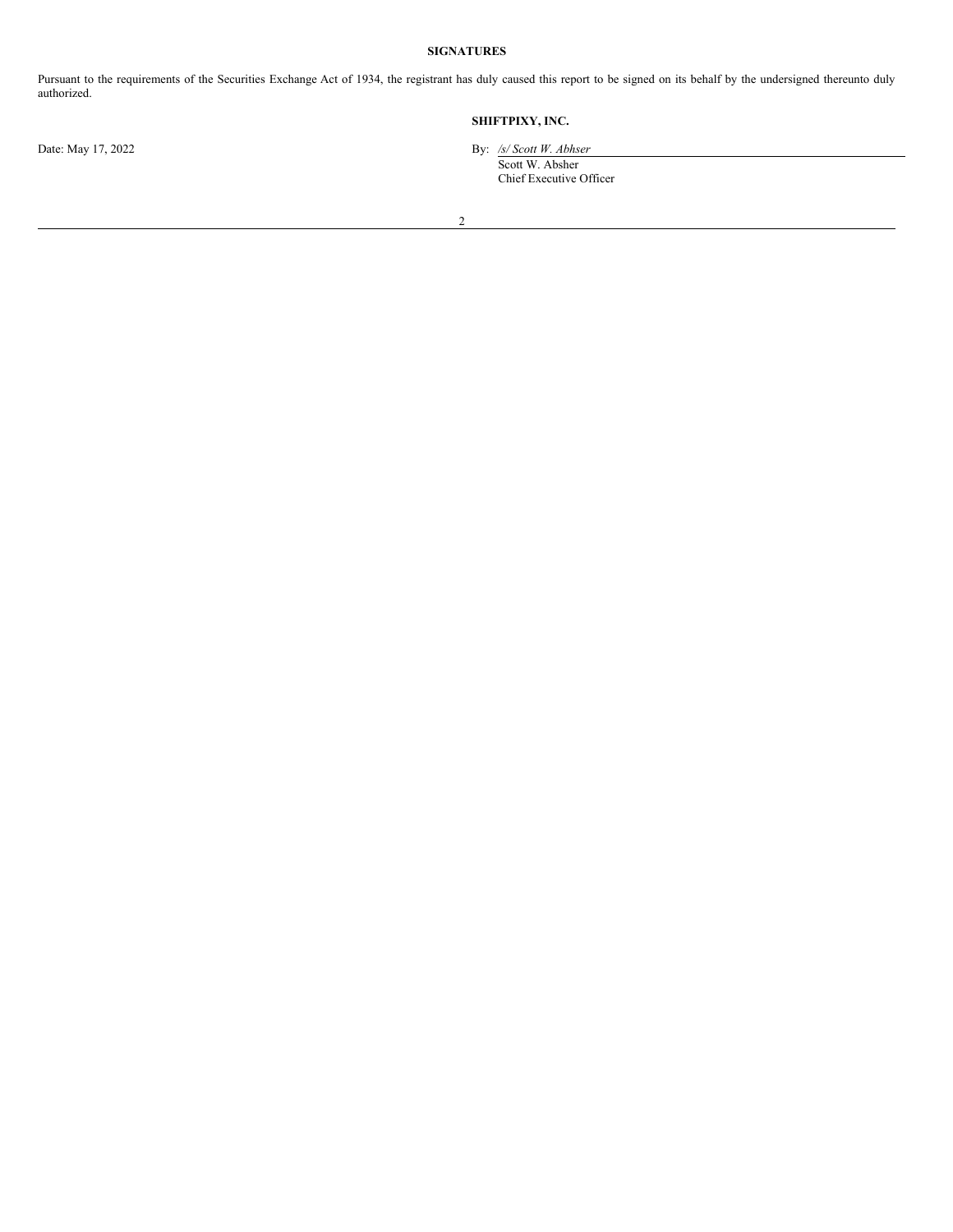**SIGNATURES**

Pursuant to the requirements of the Securities Exchange Act of 1934, the registrant has duly caused this report to be signed on its behalf by the undersigned thereunto duly authorized.

**SHIFTPIXY, INC.**

Date: May 17, 2022

By: */s/ Scott W. Abhser*
Scott W. Absher
Chief Executive Officer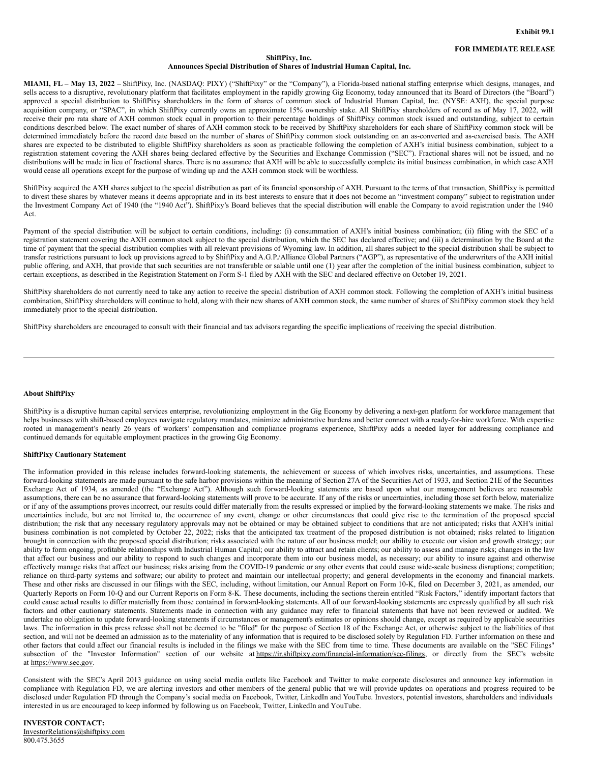Exhibit 99.1

**FOR IMMEDIATE RELEASE**

**ShiftPixy, Inc.**
**Announces Special Distribution of Shares of Industrial Human Capital, Inc.**

**MIAMI, FL – May 13, 2022 –** ShiftPixy, Inc. (NASDAQ: PIXY) ("ShiftPixy" or the "Company"), a Florida-based national staffing enterprise which designs, manages, and sells access to a disruptive, revolutionary platform that facilitates employment in the rapidly growing Gig Economy, today announced that its Board of Directors (the "Board") approved a special distribution to ShiftPixy shareholders in the form of shares of common stock of Industrial Human Capital, Inc. (NYSE: AXH), the special purpose acquisition company, or "SPAC", in which ShiftPixy currently owns an approximate 15% ownership stake. All ShiftPixy shareholders of record as of May 17, 2022, will receive their pro rata share of AXH common stock equal in proportion to their percentage holdings of ShiftPixy common stock issued and outstanding, subject to certain conditions described below. The exact number of shares of AXH common stock to be received by ShiftPixy shareholders for each share of ShiftPixy common stock will be determined immediately before the record date based on the number of shares of ShiftPixy common stock outstanding on an as-converted and as-exercised basis. The AXH shares are expected to be distributed to eligible ShiftPixy shareholders as soon as practicable following the completion of AXH's initial business combination, subject to a registration statement covering the AXH shares being declared effective by the Securities and Exchange Commission ("SEC"). Fractional shares will not be issued, and no distributions will be made in lieu of fractional shares. There is no assurance that AXH will be able to successfully complete its initial business combination, in which case AXH would cease all operations except for the purpose of winding up and the AXH common stock will be worthless.

ShiftPixy acquired the AXH shares subject to the special distribution as part of its financial sponsorship of AXH. Pursuant to the terms of that transaction, ShiftPixy is permitted to divest these shares by whatever means it deems appropriate and in its best interests to ensure that it does not become an "investment company" subject to registration under the Investment Company Act of 1940 (the "1940 Act"). ShiftPixy's Board believes that the special distribution will enable the Company to avoid registration under the 1940 Act.

Payment of the special distribution will be subject to certain conditions, including: (i) consummation of AXH's initial business combination; (ii) filing with the SEC of a registration statement covering the AXH common stock subject to the special distribution, which the SEC has declared effective; and (iii) a determination by the Board at the time of payment that the special distribution complies with all relevant provisions of Wyoming law. In addition, all shares subject to the special distribution shall be subject to transfer restrictions pursuant to lock up provisions agreed to by ShiftPixy and A.G.P./Alliance Global Partners ("AGP"), as representative of the underwriters of the AXH initial public offering, and AXH, that provide that such securities are not transferable or salable until one (1) year after the completion of the initial business combination, subject to certain exceptions, as described in the Registration Statement on Form S-1 filed by AXH with the SEC and declared effective on October 19, 2021.

ShiftPixy shareholders do not currently need to take any action to receive the special distribution of AXH common stock. Following the completion of AXH's initial business combination, ShiftPixy shareholders will continue to hold, along with their new shares of AXH common stock, the same number of shares of ShiftPixy common stock they held immediately prior to the special distribution.

ShiftPixy shareholders are encouraged to consult with their financial and tax advisors regarding the specific implications of receiving the special distribution.

---

**About ShiftPixy**

ShiftPixy is a disruptive human capital services enterprise, revolutionizing employment in the Gig Economy by delivering a next-gen platform for workforce management that helps businesses with shift-based employees navigate regulatory mandates, minimize administrative burdens and better connect with a ready-for-hire workforce. With expertise rooted in management's nearly 26 years of workers' compensation and compliance programs experience, ShiftPixy adds a needed layer for addressing compliance and continued demands for equitable employment practices in the growing Gig Economy.

**ShiftPixy Cautionary Statement**

The information provided in this release includes forward-looking statements, the achievement or success of which involves risks, uncertainties, and assumptions. These forward-looking statements are made pursuant to the safe harbor provisions within the meaning of Section 27A of the Securities Act of 1933, and Section 21E of the Securities Exchange Act of 1934, as amended (the "Exchange Act"). Although such forward-looking statements are based upon what our management believes are reasonable assumptions, there can be no assurance that forward-looking statements will prove to be accurate. If any of the risks or uncertainties, including those set forth below, materialize or if any of the assumptions proves incorrect, our results could differ materially from the results expressed or implied by the forward-looking statements we make. The risks and uncertainties include, but are not limited to, the occurrence of any event, change or other circumstances that could give rise to the termination of the proposed special distribution; the risk that any necessary regulatory approvals may not be obtained or may be obtained subject to conditions that are not anticipated; risks that AXH's initial business combination is not completed by October 22, 2022; risks that the anticipated tax treatment of the proposed distribution is not obtained; risks related to litigation brought in connection with the proposed special distribution; risks associated with the nature of our business model; our ability to execute our vision and growth strategy; our ability to form ongoing, profitable relationships with Industrial Human Capital; our ability to attract and retain clients; our ability to assess and manage risks; changes in the law that affect our business and our ability to respond to such changes and incorporate them into our business model, as necessary; our ability to insure against and otherwise effectively manage risks that affect our business; risks arising from the COVID-19 pandemic or any other events that could cause wide-scale business disruptions; competition; reliance on third-party systems and software; our ability to protect and maintain our intellectual property; and general developments in the economy and financial markets. These and other risks are discussed in our filings with the SEC, including, without limitation, our Annual Report on Form 10-K, filed on December 3, 2021, as amended, our Quarterly Reports on Form 10-Q and our Current Reports on Form 8-K. These documents, including the sections therein entitled "Risk Factors," identify important factors that could cause actual results to differ materially from those contained in forward-looking statements. All of our forward-looking statements are expressly qualified by all such risk factors and other cautionary statements. Statements made in connection with any guidance may refer to financial statements that have not been reviewed or audited. We undertake no obligation to update forward-looking statements if circumstances or management's estimates or opinions should change, except as required by applicable securities laws. The information in this press release shall not be deemed to be "filed" for the purpose of Section 18 of the Exchange Act, or otherwise subject to the liabilities of that section, and will not be deemed an admission as to the materiality of any information that is required to be disclosed solely by Regulation FD. Further information on these and other factors that could affect our financial results is included in the filings we make with the SEC from time to time. These documents are available on the "SEC Filings" subsection of the "Investor Information" section of our website at https://ir.shiftpixy.com/financial-information/sec-filings, or directly from the SEC's website at https://www.sec.gov.

Consistent with the SEC's April 2013 guidance on using social media outlets like Facebook and Twitter to make corporate disclosures and announce key information in compliance with Regulation FD, we are alerting investors and other members of the general public that we will provide updates on operations and progress required to be disclosed under Regulation FD through the Company's social media on Facebook, Twitter, LinkedIn and YouTube. Investors, potential investors, shareholders and individuals interested in us are encouraged to keep informed by following us on Facebook, Twitter, LinkedIn and YouTube.

**INVESTOR CONTACT:**
InvestorRelations@shiftpixy.com
800.475.3655